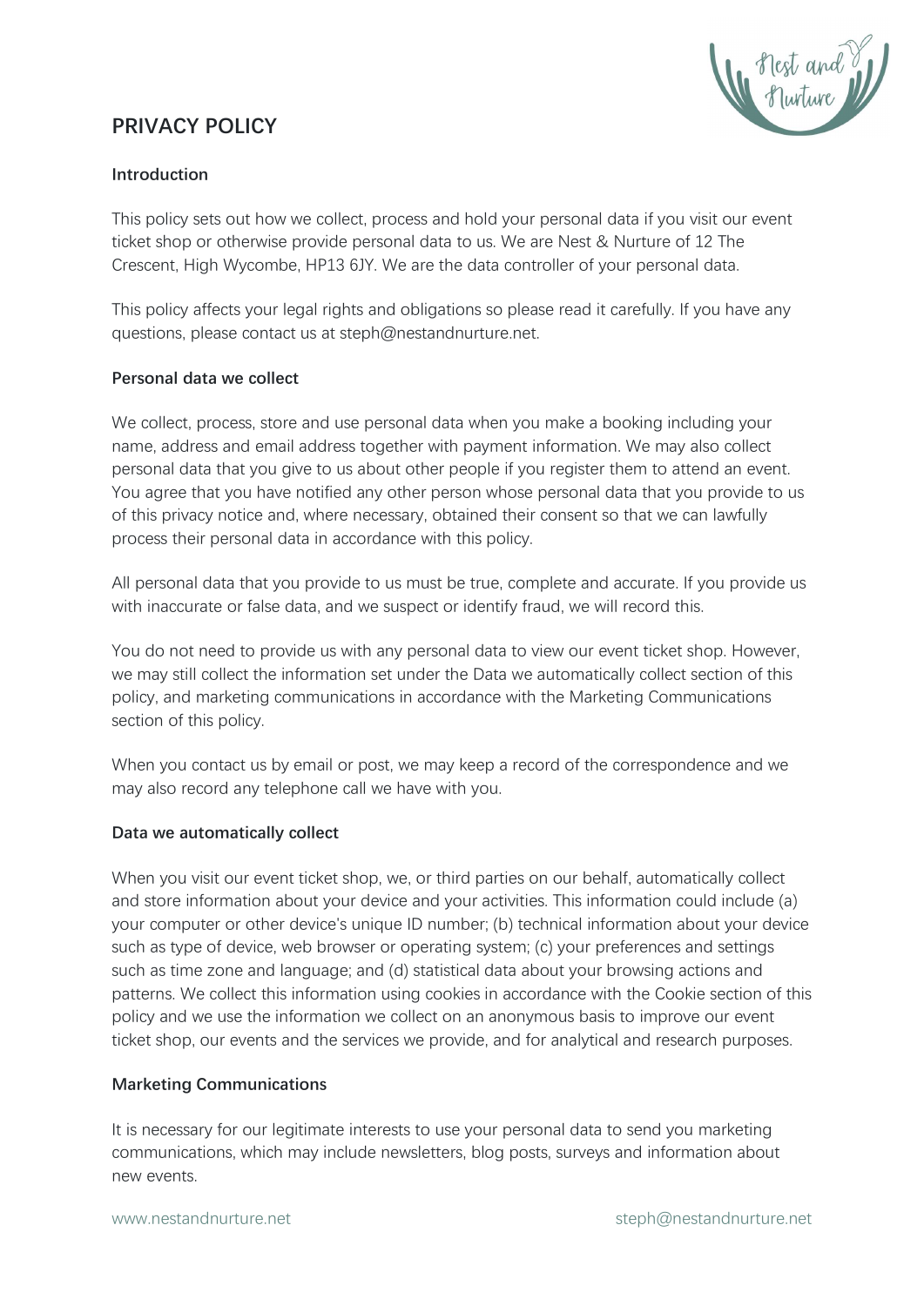# PRIVACY POLICY

## Introduction

This policy sets out how we collect, process and hold your personal data if you visit our event ticket shop or otherwise provide personal data to us. We are Nest & Nurture of 12 The Crescent, High Wycombe, HP13 6JY. We are the data controller of your personal data.

This policy affects your legal rights and obligations so please read it carefully. If you have any questions, please contact us at steph@nestandnurture.net.

## Personal data we collect

We collect, process, store and use personal data when you make a booking including your name, address and email address together with payment information. We may also collect personal data that you give to us about other people if you register them to attend an event. You agree that you have notified any other person whose personal data that you provide to us of this privacy notice and, where necessary, obtained their consent so that we can lawfully process their personal data in accordance with this policy.

All personal data that you provide to us must be true, complete and accurate. If you provide us with inaccurate or false data, and we suspect or identify fraud, we will record this.

You do not need to provide us with any personal data to view our event ticket shop. However, we may still collect the information set under the Data we automatically collect section of this policy, and marketing communications in accordance with the Marketing Communications section of this policy.

When you contact us by email or post, we may keep a record of the correspondence and we may also record any telephone call we have with you.

## Data we automatically collect

When you visit our event ticket shop, we, or third parties on our behalf, automatically collect and store information about your device and your activities. This information could include (a) your computer or other device's unique ID number; (b) technical information about your device such as type of device, web browser or operating system; (c) your preferences and settings such as time zone and language; and (d) statistical data about your browsing actions and patterns. We collect this information using cookies in accordance with the Cookie section of this policy and we use the information we collect on an anonymous basis to improve our event ticket shop, our events and the services we provide, and for analytical and research purposes.

## Marketing Communications

It is necessary for our legitimate interests to use your personal data to send you marketing communications, which may include newsletters, blog posts, surveys and information about new events.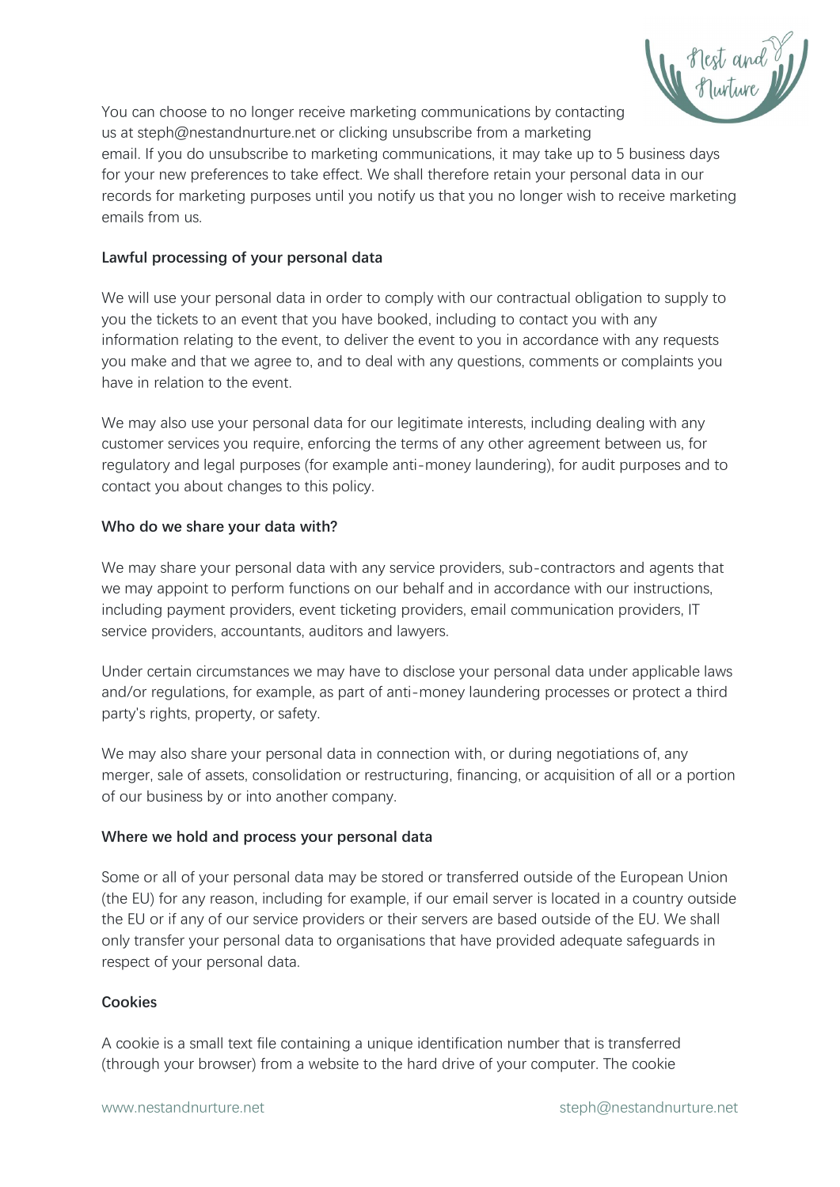You can choose to no longer receive marketing communications by contacting us at steph@nestandnurture.net or clicking unsubscribe from a marketing email. If you do unsubscribe to marketing communications, it may take up to 5 business days for your new preferences to take effect. We shall therefore retain your personal data in our records for marketing purposes until you notify us that you no longer wish to receive marketing emails from us.

**Lawful processing of your personal data**

We will use your personal data in order to comply with our contractual obligation to supply to you the tickets to an event that you have booked, including to contact you with any information relating to the event, to deliver the event to you in accordance with any requests you make and that we agree to, and to deal with any questions, comments or complaints you have in relation to the event.

We may also use your personal data for our legitimate interests, including dealing with any customer services you require, enforcing the terms of any other agreement between us, for regulatory and legal purposes (for example anti-money laundering), for audit purposes and to contact you about changes to this policy.

**Who do we share your data with?**

We may share your personal data with any service providers, sub-contractors and agents that we may appoint to perform functions on our behalf and in accordance with our instructions, including payment providers, event ticketing providers, email communication providers, IT service providers, accountants, auditors and lawyers.

Under certain circumstances we may have to disclose your personal data under applicable laws and/or regulations, for example, as part of anti-money laundering processes or protect a third party's rights, property, or safety.

We may also share your personal data in connection with, or during negotiations of, any merger, sale of assets, consolidation or restructuring, financing, or acquisition of all or a portion of our business by or into another company.

**Where we hold and process your personal data**

Some or all of your personal data may be stored or transferred outside of the European Union (the EU) for any reason, including for example, if our email server is located in a country outside the EU or if any of our service providers or their servers are based outside of the EU. We shall only transfer your personal data to organisations that have provided adequate safeguards in respect of your personal data.

**Cookies**

A cookie is a small text file containing a unique identification number that is transferred (through your browser) from a website to the hard drive of your computer. The cookie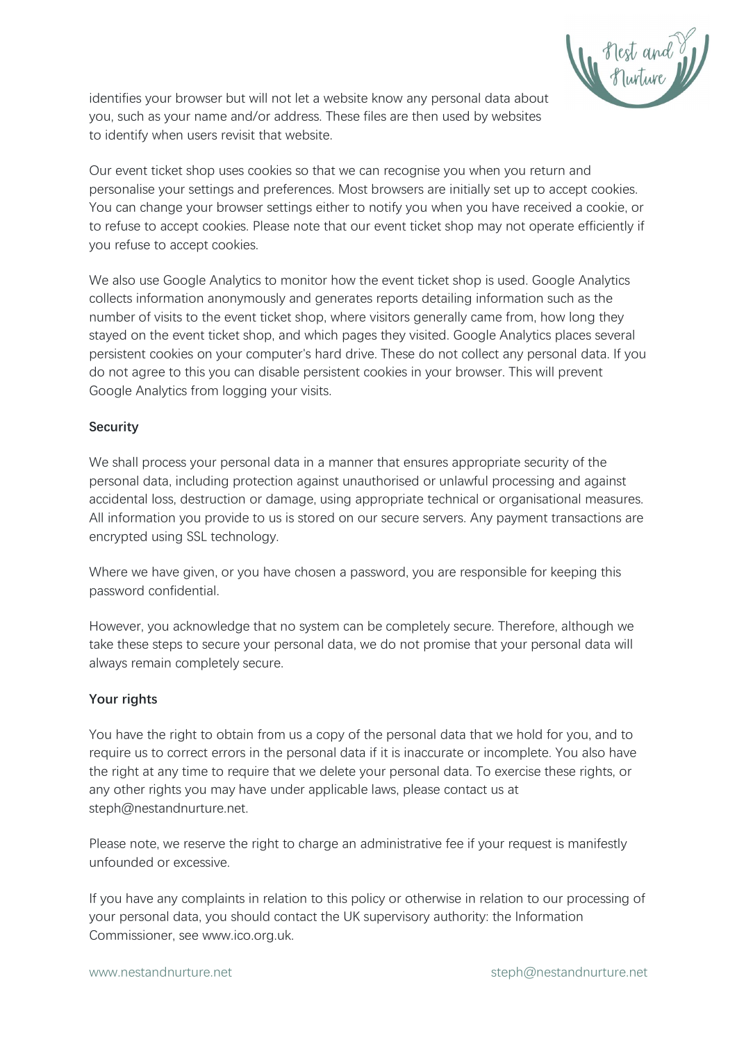identifies your browser but will not let a website know any personal data about you, such as your name and/or address. These files are then used by websites to identify when users revisit that website.

Our event ticket shop uses cookies so that we can recognise you when you return and personalise your settings and preferences. Most browsers are initially set up to accept cookies. You can change your browser settings either to notify you when you have received a cookie, or to refuse to accept cookies. Please note that our event ticket shop may not operate efficiently if you refuse to accept cookies.

We also use Google Analytics to monitor how the event ticket shop is used. Google Analytics collects information anonymously and generates reports detailing information such as the number of visits to the event ticket shop, where visitors generally came from, how long they stayed on the event ticket shop, and which pages they visited. Google Analytics places several persistent cookies on your computer's hard drive. These do not collect any personal data. If you do not agree to this you can disable persistent cookies in your browser. This will prevent Google Analytics from logging your visits.

**Security**

We shall process your personal data in a manner that ensures appropriate security of the personal data, including protection against unauthorised or unlawful processing and against accidental loss, destruction or damage, using appropriate technical or organisational measures. All information you provide to us is stored on our secure servers. Any payment transactions are encrypted using SSL technology.

Where we have given, or you have chosen a password, you are responsible for keeping this password confidential.

However, you acknowledge that no system can be completely secure. Therefore, although we take these steps to secure your personal data, we do not promise that your personal data will always remain completely secure.

**Your rights**

You have the right to obtain from us a copy of the personal data that we hold for you, and to require us to correct errors in the personal data if it is inaccurate or incomplete. You also have the right at any time to require that we delete your personal data. To exercise these rights, or any other rights you may have under applicable laws, please contact us at steph@nestandnurture.net.

Please note, we reserve the right to charge an administrative fee if your request is manifestly unfounded or excessive.

If you have any complaints in relation to this policy or otherwise in relation to our processing of your personal data, you should contact the UK supervisory authority: the Information Commissioner, see www.ico.org.uk.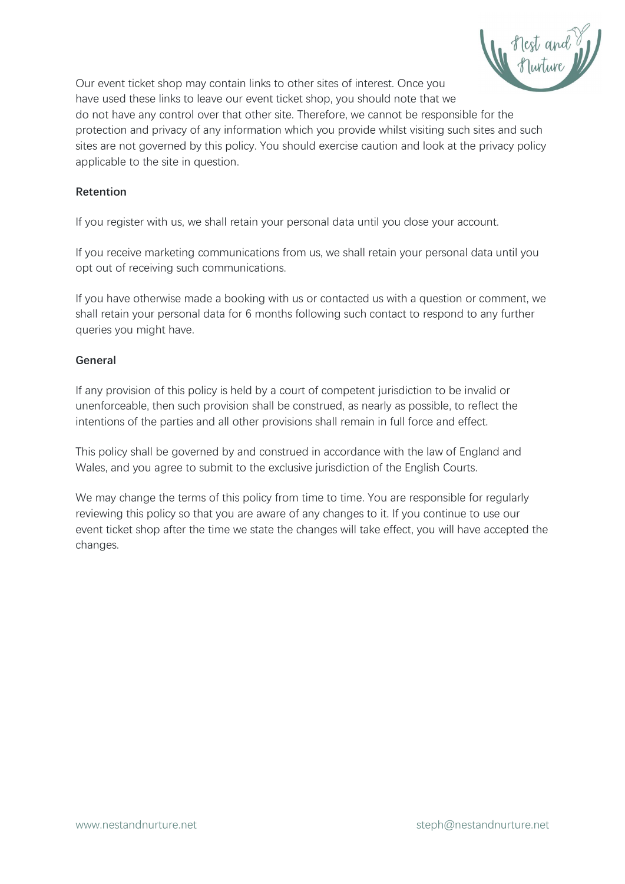Our event ticket shop may contain links to other sites of interest. Once you have used these links to leave our event ticket shop, you should note that we do not have any control over that other site. Therefore, we cannot be responsible for the protection and privacy of any information which you provide whilst visiting such sites and such sites are not governed by this policy. You should exercise caution and look at the privacy policy applicable to the site in question.

**Retention**

If you register with us, we shall retain your personal data until you close your account.

If you receive marketing communications from us, we shall retain your personal data until you opt out of receiving such communications.

If you have otherwise made a booking with us or contacted us with a question or comment, we shall retain your personal data for 6 months following such contact to respond to any further queries you might have.

**General**

If any provision of this policy is held by a court of competent jurisdiction to be invalid or unenforceable, then such provision shall be construed, as nearly as possible, to reflect the intentions of the parties and all other provisions shall remain in full force and effect.

This policy shall be governed by and construed in accordance with the law of England and Wales, and you agree to submit to the exclusive jurisdiction of the English Courts.

We may change the terms of this policy from time to time. You are responsible for regularly reviewing this policy so that you are aware of any changes to it. If you continue to use our event ticket shop after the time we state the changes will take effect, you will have accepted the changes.